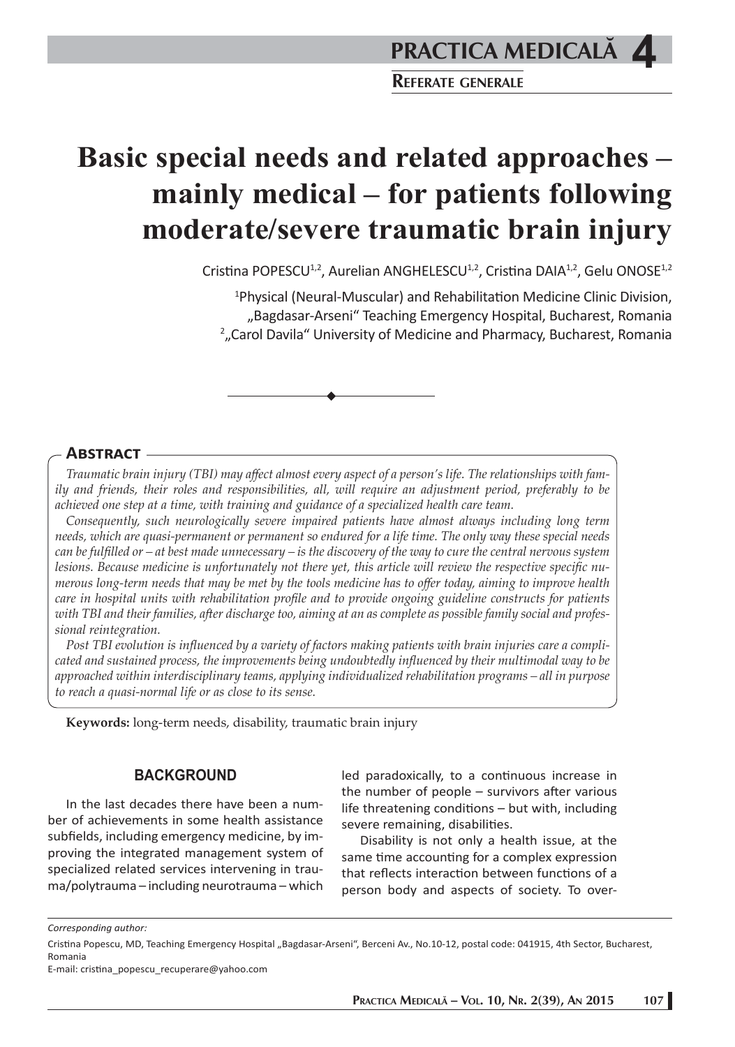# Basic special needs and related approaches – mainly medical – for patients following moderate/severe traumatic brain injury

Cristina POPESCU[1,2], Aurelian ANGHELESCU[1,2], Cristina DAIA[1,2], Gelu ONOSE[1,2]

[1]Physical (Neural-Muscular) and Rehabilitation Medicine Clinic Division, „Bagdasar-Arseni" Teaching Emergency Hospital, Bucharest, Romania

[2]„Carol Davila" University of Medicine and Pharmacy, Bucharest, Romania

## Abstract

*Traumatic brain injury (TBI) may affect almost every aspect of a person's life. The relationships with family and friends, their roles and responsibilities, all, will require an adjustment period, preferably to be achieved one step at a time, with training and guidance of a specialized health care team.*

*Consequently, such neurologically severe impaired patients have almost always including long term needs, which are quasi-permanent or permanent so endured for a life time. The only way these special needs can be fulfilled or – at best made unnecessary – is the discovery of the way to cure the central nervous system lesions. Because medicine is unfortunately not there yet, this article will review the respective specific numerous long-term needs that may be met by the tools medicine has to offer today, aiming to improve health care in hospital units with rehabilitation profile and to provide ongoing guideline constructs for patients with TBI and their families, after discharge too, aiming at an as complete as possible family social and professional reintegration.*

*Post TBI evolution is influenced by a variety of factors making patients with brain injuries care a complicated and sustained process, the improvements being undoubtedly influenced by their multimodal way to be approached within interdisciplinary teams, applying individualized rehabilitation programs – all in purpose to reach a quasi-normal life or as close to its sense.*

**Keywords:** long-term needs, disability, traumatic brain injury

## BACKGROUND

In the last decades there have been a number of achievements in some health assistance subfields, including emergency medicine, by improving the integrated management system of specialized related services intervening in trauma/polytrauma – including neurotrauma – which led paradoxically, to a continuous increase in the number of people – survivors after various life threatening conditions – but with, including severe remaining, disabilities.

Disability is not only a health issue, at the same time accounting for a complex expression that reflects interaction between functions of a person body and aspects of society. To over-

*Corresponding author:*

Cristina Popescu, MD, Teaching Emergency Hospital „Bagdasar-Arseni", Berceni Av., No.10-12, postal code: 041915, 4th Sector, Bucharest, Romania

E-mail: cristina_popescu_recuperare@yahoo.com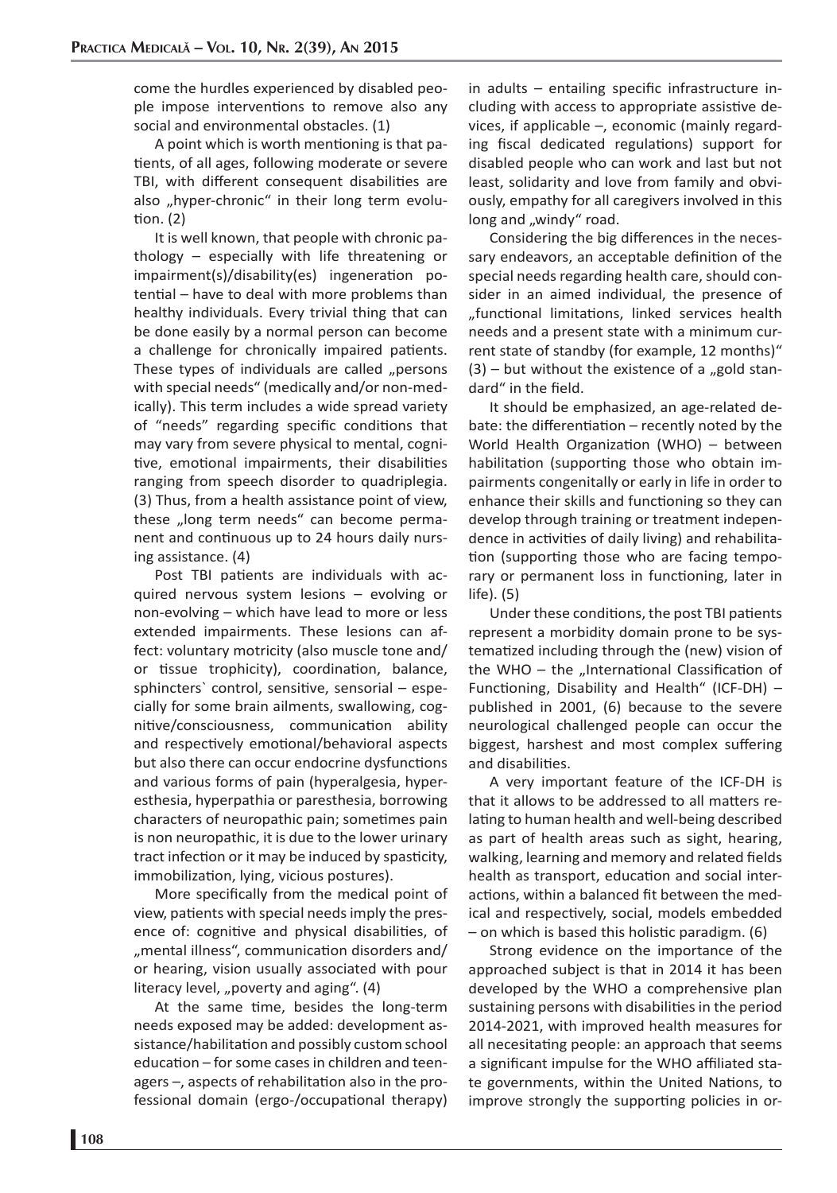come the hurdles experienced by disabled people impose interventions to remove also any social and environmental obstacles. (1)

A point which is worth mentioning is that patients, of all ages, following moderate or severe TBI, with different consequent disabilities are also „hyper-chronic" in their long term evolution. (2)

It is well known, that people with chronic pathology – especially with life threatening or impairment(s)/disability(es) ingeneration potential – have to deal with more problems than healthy individuals. Every trivial thing that can be done easily by a normal person can become a challenge for chronically impaired patients. These types of individuals are called „persons with special needs" (medically and/or non-medically). This term includes a wide spread variety of "needs" regarding specific conditions that may vary from severe physical to mental, cognitive, emotional impairments, their disabilities ranging from speech disorder to quadriplegia. (3) Thus, from a health assistance point of view, these „long term needs" can become permanent and continuous up to 24 hours daily nursing assistance. (4)

Post TBI patients are individuals with acquired nervous system lesions – evolving or non-evolving – which have lead to more or less extended impairments. These lesions can affect: voluntary motricity (also muscle tone and/or tissue trophicity), coordination, balance, sphincters` control, sensitive, sensorial – especially for some brain ailments, swallowing, cognitive/consciousness, communication ability and respectively emotional/behavioral aspects but also there can occur endocrine dysfunctions and various forms of pain (hyperalgesia, hyperesthesia, hyperpathia or paresthesia, borrowing characters of neuropathic pain; sometimes pain is non neuropathic, it is due to the lower urinary tract infection or it may be induced by spasticity, immobilization, lying, vicious postures).

More specifically from the medical point of view, patients with special needs imply the presence of: cognitive and physical disabilities, of „mental illness", communication disorders and/or hearing, vision usually associated with pour literacy level, „poverty and aging". (4)

At the same time, besides the long-term needs exposed may be added: development assistance/habilitation and possibly custom school education – for some cases in children and teenagers –, aspects of rehabilitation also in the professional domain (ergo-/occupational therapy) in adults – entailing specific infrastructure including with access to appropriate assistive devices, if applicable –, economic (mainly regarding fiscal dedicated regulations) support for disabled people who can work and last but not least, solidarity and love from family and obviously, empathy for all caregivers involved in this long and „windy" road.

Considering the big differences in the necessary endeavors, an acceptable definition of the special needs regarding health care, should consider in an aimed individual, the presence of „functional limitations, linked services health needs and a present state with a minimum current state of standby (for example, 12 months)" (3) – but without the existence of a „gold standard" in the field.

It should be emphasized, an age-related debate: the differentiation – recently noted by the World Health Organization (WHO) – between habilitation (supporting those who obtain impairments congenitally or early in life in order to enhance their skills and functioning so they can develop through training or treatment independence in activities of daily living) and rehabilitation (supporting those who are facing temporary or permanent loss in functioning, later in life). (5)

Under these conditions, the post TBI patients represent a morbidity domain prone to be systematized including through the (new) vision of the WHO – the „International Classification of Functioning, Disability and Health" (ICF-DH) – published in 2001, (6) because to the severe neurological challenged people can occur the biggest, harshest and most complex suffering and disabilities.

A very important feature of the ICF-DH is that it allows to be addressed to all matters relating to human health and well-being described as part of health areas such as sight, hearing, walking, learning and memory and related fields health as transport, education and social interactions, within a balanced fit between the medical and respectively, social, models embedded – on which is based this holistic paradigm. (6)

Strong evidence on the importance of the approached subject is that in 2014 it has been developed by the WHO a comprehensive plan sustaining persons with disabilities in the period 2014-2021, with improved health measures for all necesitating people: an approach that seems a significant impulse for the WHO affiliated state governments, within the United Nations, to improve strongly the supporting policies in or-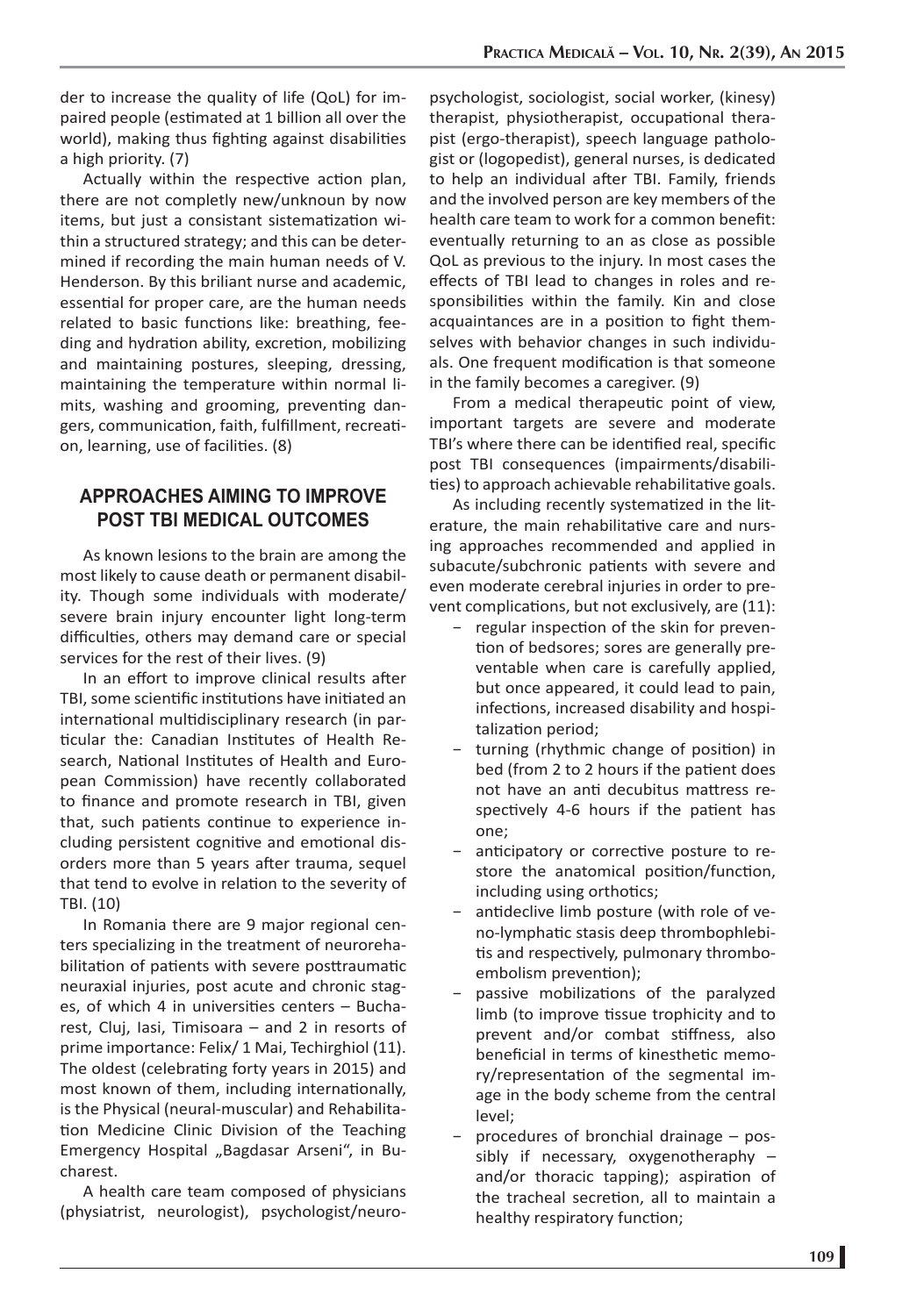der to increase the quality of life (QoL) for impaired people (estimated at 1 billion all over the world), making thus fighting against disabilities a high priority. (7)

Actually within the respective action plan, there are not completly new/unknoun by now items, but just a consistant sistematization within a structured strategy; and this can be determined if recording the main human needs of V. Henderson. By this briliant nurse and academic, essential for proper care, are the human needs related to basic functions like: breathing, feeding and hydration ability, excretion, mobilizing and maintaining postures, sleeping, dressing, maintaining the temperature within normal limits, washing and grooming, preventing dangers, communication, faith, fulfillment, recreation, learning, use of facilities. (8)

## APPROACHES AIMING TO IMPROVE POST TBI MEDICAL OUTCOMES

As known lesions to the brain are among the most likely to cause death or permanent disability. Though some individuals with moderate/severe brain injury encounter light long-term difficulties, others may demand care or special services for the rest of their lives. (9)

In an effort to improve clinical results after TBI, some scientific institutions have initiated an international multidisciplinary research (in particular the: Canadian Institutes of Health Research, National Institutes of Health and European Commission) have recently collaborated to finance and promote research in TBI, given that, such patients continue to experience including persistent cognitive and emotional disorders more than 5 years after trauma, sequel that tend to evolve in relation to the severity of TBI. (10)

In Romania there are 9 major regional centers specializing in the treatment of neurorehabilitation of patients with severe posttraumatic neuraxial injuries, post acute and chronic stages, of which 4 in universities centers – Bucharest, Cluj, Iasi, Timisoara – and 2 in resorts of prime importance: Felix/ 1 Mai, Techirghiol (11). The oldest (celebrating forty years in 2015) and most known of them, including internationally, is the Physical (neural-muscular) and Rehabilitation Medicine Clinic Division of the Teaching Emergency Hospital „Bagdasar Arseni", in Bucharest.

A health care team composed of physicians (physiatrist, neurologist), psychologist/neuropsychologist, sociologist, social worker, (kinesy) therapist, physiotherapist, occupational therapist (ergo-therapist), speech language pathologist or (logopedist), general nurses, is dedicated to help an individual after TBI. Family, friends and the involved person are key members of the health care team to work for a common benefit: eventually returning to an as close as possible QoL as previous to the injury. In most cases the effects of TBI lead to changes in roles and responsibilities within the family. Kin and close acquaintances are in a position to fight themselves with behavior changes in such individuals. One frequent modification is that someone in the family becomes a caregiver. (9)

From a medical therapeutic point of view, important targets are severe and moderate TBI's where there can be identified real, specific post TBI consequences (impairments/disabilities) to approach achievable rehabilitative goals.

As including recently systematized in the literature, the main rehabilitative care and nursing approaches recommended and applied in subacute/subchronic patients with severe and even moderate cerebral injuries in order to prevent complications, but not exclusively, are (11):

- regular inspection of the skin for prevention of bedsores; sores are generally preventable when care is carefully applied, but once appeared, it could lead to pain, infections, increased disability and hospitalization period;
- turning (rhythmic change of position) in bed (from 2 to 2 hours if the patient does not have an anti decubitus mattress respectively 4-6 hours if the patient has one;
- anticipatory or corrective posture to restore the anatomical position/function, including using orthotics;
- antideclive limb posture (with role of veno-lymphatic stasis deep thrombophlebitis and respectively, pulmonary thromboembolism prevention);
- passive mobilizations of the paralyzed limb (to improve tissue trophicity and to prevent and/or combat stiffness, also beneficial in terms of kinesthetic memory/representation of the segmental image in the body scheme from the central level;
- procedures of bronchial drainage – possibly if necessary, oxygenotheraphy – and/or thoracic tapping); aspiration of the tracheal secretion, all to maintain a healthy respiratory function;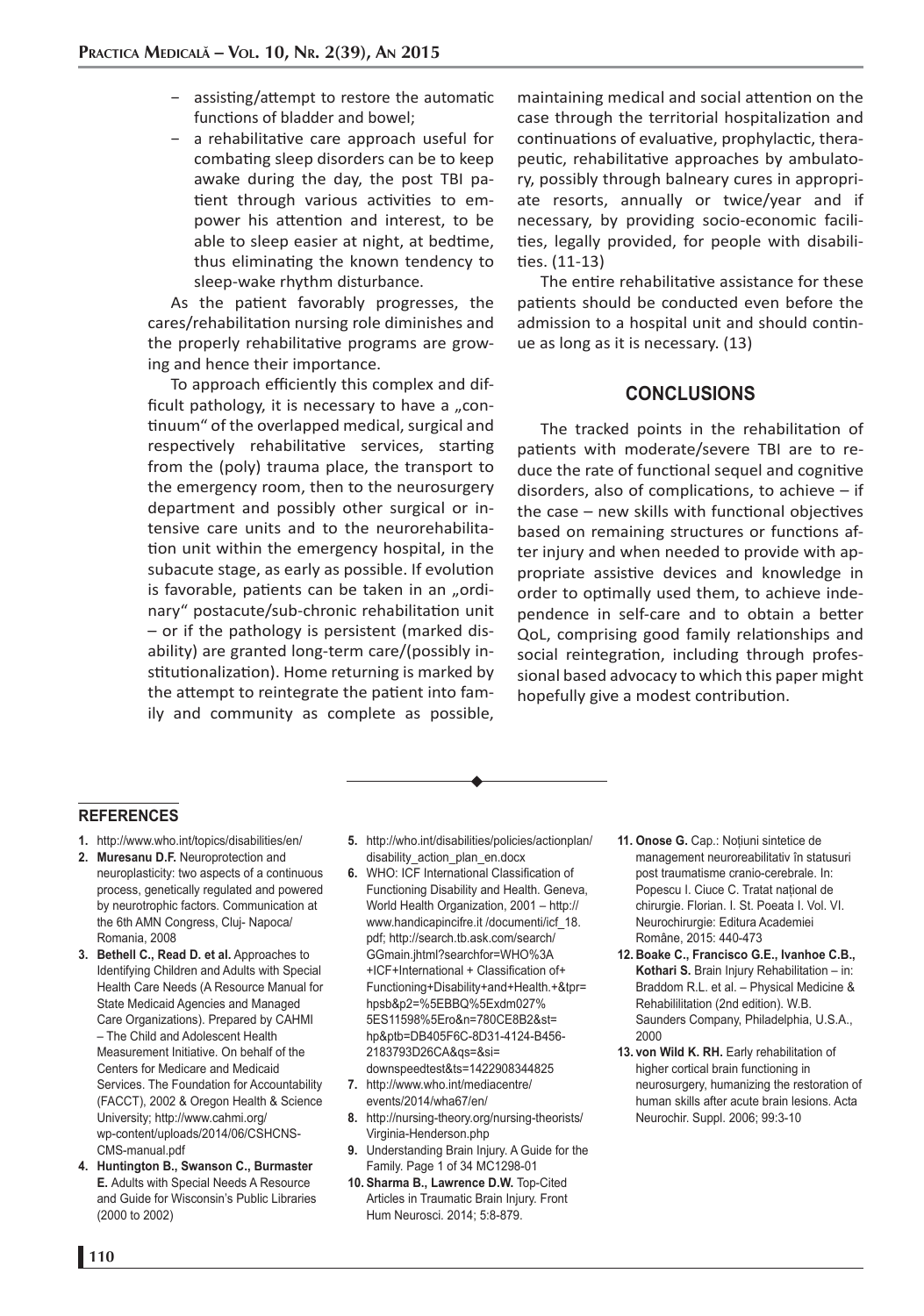- assisting/attempt to restore the automatic functions of bladder and bowel;
- a rehabilitative care approach useful for combating sleep disorders can be to keep awake during the day, the post TBI patient through various activities to empower his attention and interest, to be able to sleep easier at night, at bedtime, thus eliminating the known tendency to sleep-wake rhythm disturbance.

As the patient favorably progresses, the cares/rehabilitation nursing role diminishes and the properly rehabilitative programs are growing and hence their importance.

To approach efficiently this complex and difficult pathology, it is necessary to have a „continuum" of the overlapped medical, surgical and respectively rehabilitative services, starting from the (poly) trauma place, the transport to the emergency room, then to the neurosurgery department and possibly other surgical or intensive care units and to the neurorehabilitation unit within the emergency hospital, in the subacute stage, as early as possible. If evolution is favorable, patients can be taken in an „ordinary" postacute/sub-chronic rehabilitation unit – or if the pathology is persistent (marked disability) are granted long-term care/(possibly institutionalization). Home returning is marked by the attempt to reintegrate the patient into family and community as complete as possible, maintaining medical and social attention on the case through the territorial hospitalization and continuations of evaluative, prophylactic, therapeutic, rehabilitative approaches by ambulatory, possibly through balneary cures in appropriate resorts, annually or twice/year and if necessary, by providing socio-economic facilities, legally provided, for people with disabilities. (11-13)

The entire rehabilitative assistance for these patients should be conducted even before the admission to a hospital unit and should continue as long as it is necessary. (13)

## CONCLUSIONS

The tracked points in the rehabilitation of patients with moderate/severe TBI are to reduce the rate of functional sequel and cognitive disorders, also of complications, to achieve – if the case – new skills with functional objectives based on remaining structures or functions after injury and when needed to provide with appropriate assistive devices and knowledge in order to optimally used them, to achieve independence in self-care and to obtain a better QoL, comprising good family relationships and social reintegration, including through professional based advocacy to which this paper might hopefully give a modest contribution.

## REFERENCES

1. http://www.who.int/topics/disabilities/en/
2. **Muresanu D.F.** Neuroprotection and neuroplasticity: two aspects of a continuous process, genetically regulated and powered by neurotrophic factors. Communication at the 6th AMN Congress, Cluj- Napoca/ Romania, 2008
3. **Bethell C., Read D. et al.** Approaches to Identifying Children and Adults with Special Health Care Needs (A Resource Manual for State Medicaid Agencies and Managed Care Organizations). Prepared by CAHMI – The Child and Adolescent Health Measurement Initiative. On behalf of the Centers for Medicare and Medicaid Services. The Foundation for Accountability (FACCT), 2002 & Oregon Health & Science University; http://www.cahmi.org/wp-content/uploads/2014/06/CSHCNS-CMS-manual.pdf
4. **Huntington B., Swanson C., Burmaster E.** Adults with Special Needs A Resource and Guide for Wisconsin's Public Libraries (2000 to 2002)
5. http://who.int/disabilities/policies/actionplan/disability_action_plan_en.docx
6. WHO: ICF International Classification of Functioning Disability and Health. Geneva, World Health Organization, 2001 – http://www.handicapincifre.it /documenti/icf_18.pdf; http://search.tb.ask.com/search/GGmain.jhtml?searchfor=WHO%3A+ICF+International + Classification of+Functioning+Disability+and+Health.+&tpr=hpsb&p2=%5EBBQ%5Exdm027%5ES11598%5Ero&n=780CE8B2&st=hp&ptb=DB405F6C-8D31-4124-B456-2183793D26CA&qs=&si=downspeedtest&ts=1422908344825
7. http://www.who.int/mediacentre/events/2014/wha67/en/
8. http://nursing-theory.org/nursing-theorists/Virginia-Henderson.php
9. Understanding Brain Injury. A Guide for the Family. Page 1 of 34 MC1298-01
10. **Sharma B., Lawrence D.W.** Top-Cited Articles in Traumatic Brain Injury. Front Hum Neurosci. 2014; 5:8-879.
11. **Onose G.** Cap.: Noțiuni sintetice de management neuroreabilitativ în statusuri post traumatisme cranio-cerebrale. In: Popescu I. Ciuce C. Tratat național de chirurgie. Florian. I. St. Poeata I. Vol. VI. Neurochirurgie: Editura Academiei Române, 2015: 440-473
12. **Boake C., Francisco G.E., Ivanhoe C.B., Kothari S.** Brain Injury Rehabilitation – in: Braddom R.L. et al. – Physical Medicine & Rehabililitation (2nd edition). W.B. Saunders Company, Philadelphia, U.S.A., 2000
13. **von Wild K. RH.** Early rehabilitation of higher cortical brain functioning in neurosurgery, humanizing the restoration of human skills after acute brain lesions. Acta Neurochir. Suppl. 2006; 99:3-10